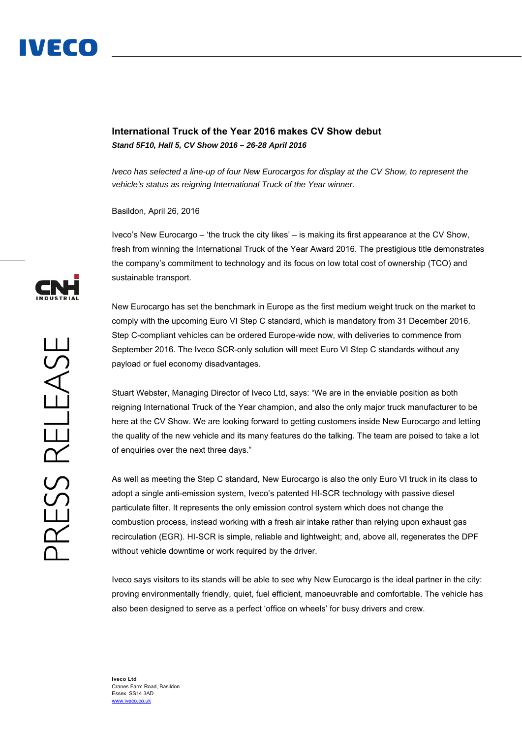# International Truck of the Year 2016 makes CV Show debut

***Stand 5F10, Hall 5, CV Show 2016 – 26-28 April 2016***

*Iveco has selected a line-up of four New Eurocargos for display at the CV Show, to represent the vehicle's status as reigning International Truck of the Year winner.*

Basildon, April 26, 2016

Iveco's New Eurocargo – 'the truck the city likes' – is making its first appearance at the CV Show, fresh from winning the International Truck of the Year Award 2016. The prestigious title demonstrates the company's commitment to technology and its focus on low total cost of ownership (TCO) and sustainable transport.

New Eurocargo has set the benchmark in Europe as the first medium weight truck on the market to comply with the upcoming Euro VI Step C standard, which is mandatory from 31 December 2016. Step C-compliant vehicles can be ordered Europe-wide now, with deliveries to commence from September 2016. The Iveco SCR-only solution will meet Euro VI Step C standards without any payload or fuel economy disadvantages.

Stuart Webster, Managing Director of Iveco Ltd, says: "We are in the enviable position as both reigning International Truck of the Year champion, and also the only major truck manufacturer to be here at the CV Show. We are looking forward to getting customers inside New Eurocargo and letting the quality of the new vehicle and its many features do the talking. The team are poised to take a lot of enquiries over the next three days."

As well as meeting the Step C standard, New Eurocargo is also the only Euro VI truck in its class to adopt a single anti-emission system, Iveco's patented HI-SCR technology with passive diesel particulate filter. It represents the only emission control system which does not change the combustion process, instead working with a fresh air intake rather than relying upon exhaust gas recirculation (EGR). HI-SCR is simple, reliable and lightweight; and, above all, regenerates the DPF without vehicle downtime or work required by the driver.

Iveco says visitors to its stands will be able to see why New Eurocargo is the ideal partner in the city: proving environmentally friendly, quiet, fuel efficient, manoeuvrable and comfortable. The vehicle has also been designed to serve as a perfect 'office on wheels' for busy drivers and crew.

**Iveco Ltd**
Cranes Farm Road, Basildon
Essex SS14 3AD
www.iveco.co.uk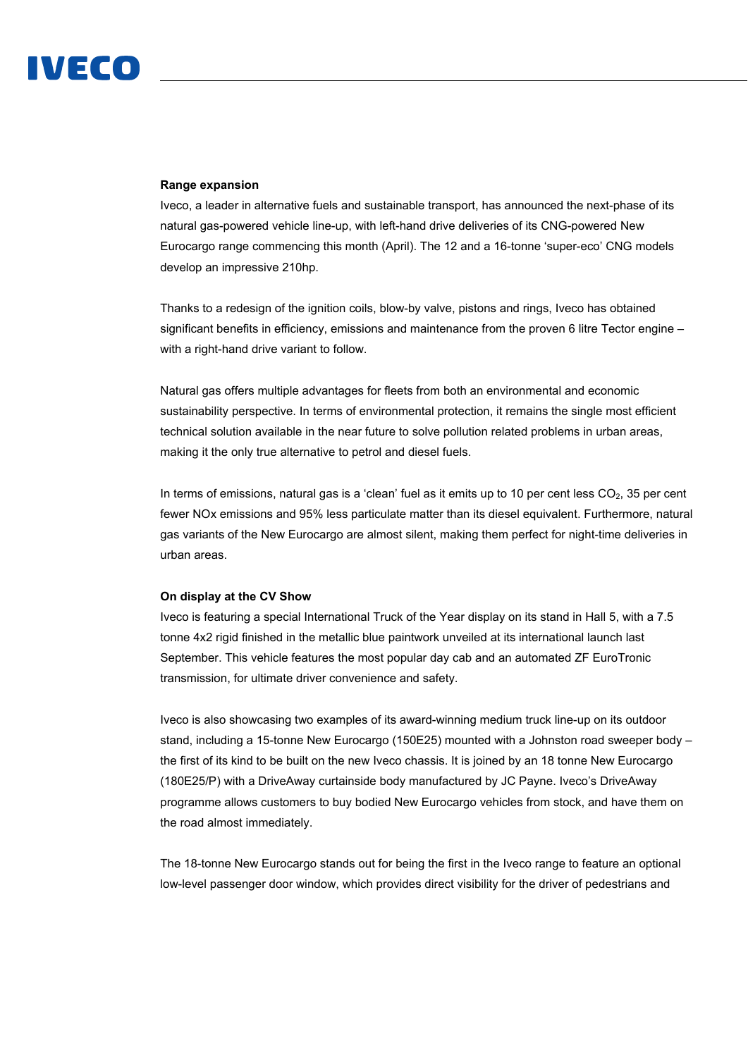**Range expansion**

Iveco, a leader in alternative fuels and sustainable transport, has announced the next-phase of its natural gas-powered vehicle line-up, with left-hand drive deliveries of its CNG-powered New Eurocargo range commencing this month (April). The 12 and a 16-tonne 'super-eco' CNG models develop an impressive 210hp.

Thanks to a redesign of the ignition coils, blow-by valve, pistons and rings, Iveco has obtained significant benefits in efficiency, emissions and maintenance from the proven 6 litre Tector engine – with a right-hand drive variant to follow.

Natural gas offers multiple advantages for fleets from both an environmental and economic sustainability perspective. In terms of environmental protection, it remains the single most efficient technical solution available in the near future to solve pollution related problems in urban areas, making it the only true alternative to petrol and diesel fuels.

In terms of emissions, natural gas is a 'clean' fuel as it emits up to 10 per cent less $CO_2$, 35 per cent fewer NOx emissions and 95% less particulate matter than its diesel equivalent. Furthermore, natural gas variants of the New Eurocargo are almost silent, making them perfect for night-time deliveries in urban areas.

**On display at the CV Show**

Iveco is featuring a special International Truck of the Year display on its stand in Hall 5, with a 7.5 tonne 4x2 rigid finished in the metallic blue paintwork unveiled at its international launch last September. This vehicle features the most popular day cab and an automated ZF EuroTronic transmission, for ultimate driver convenience and safety.

Iveco is also showcasing two examples of its award-winning medium truck line-up on its outdoor stand, including a 15-tonne New Eurocargo (150E25) mounted with a Johnston road sweeper body – the first of its kind to be built on the new Iveco chassis. It is joined by an 18 tonne New Eurocargo (180E25/P) with a DriveAway curtainside body manufactured by JC Payne. Iveco's DriveAway programme allows customers to buy bodied New Eurocargo vehicles from stock, and have them on the road almost immediately.

The 18-tonne New Eurocargo stands out for being the first in the Iveco range to feature an optional low-level passenger door window, which provides direct visibility for the driver of pedestrians and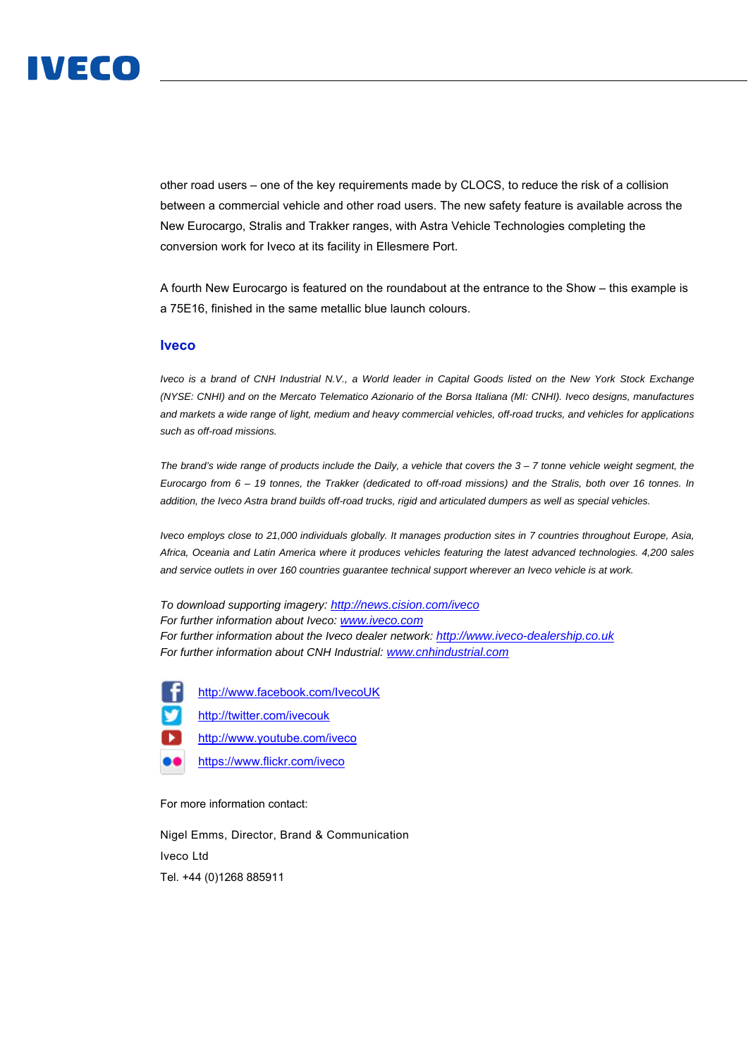other road users – one of the key requirements made by CLOCS, to reduce the risk of a collision between a commercial vehicle and other road users. The new safety feature is available across the New Eurocargo, Stralis and Trakker ranges, with Astra Vehicle Technologies completing the conversion work for Iveco at its facility in Ellesmere Port.

A fourth New Eurocargo is featured on the roundabout at the entrance to the Show – this example is a 75E16, finished in the same metallic blue launch colours.

## Iveco

*Iveco is a brand of CNH Industrial N.V., a World leader in Capital Goods listed on the New York Stock Exchange (NYSE: CNHI) and on the Mercato Telematico Azionario of the Borsa Italiana (MI: CNHI). Iveco designs, manufactures and markets a wide range of light, medium and heavy commercial vehicles, off-road trucks, and vehicles for applications such as off-road missions.*

*The brand's wide range of products include the Daily, a vehicle that covers the 3 – 7 tonne vehicle weight segment, the Eurocargo from 6 – 19 tonnes, the Trakker (dedicated to off-road missions) and the Stralis, both over 16 tonnes. In addition, the Iveco Astra brand builds off-road trucks, rigid and articulated dumpers as well as special vehicles.*

*Iveco employs close to 21,000 individuals globally. It manages production sites in 7 countries throughout Europe, Asia, Africa, Oceania and Latin America where it produces vehicles featuring the latest advanced technologies. 4,200 sales and service outlets in over 160 countries guarantee technical support wherever an Iveco vehicle is at work.*

*To download supporting imagery: http://news.cision.com/iveco*
*For further information about Iveco: www.iveco.com*
*For further information about the Iveco dealer network: http://www.iveco-dealership.co.uk*
*For further information about CNH Industrial: www.cnhindustrial.com*

http://www.facebook.com/IvecoUK
http://twitter.com/ivecouk
http://www.youtube.com/iveco
https://www.flickr.com/iveco

For more information contact:

Nigel Emms, Director, Brand & Communication
Iveco Ltd
Tel. +44 (0)1268 885911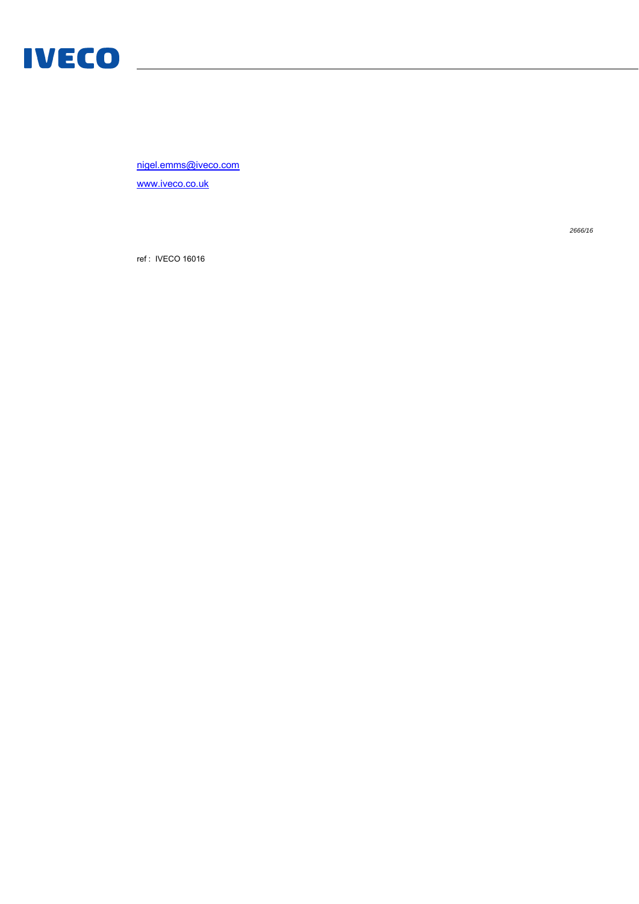IVECO

nigel.emms@iveco.com

www.iveco.co.uk

*2666/16*

ref : IVECO 16016